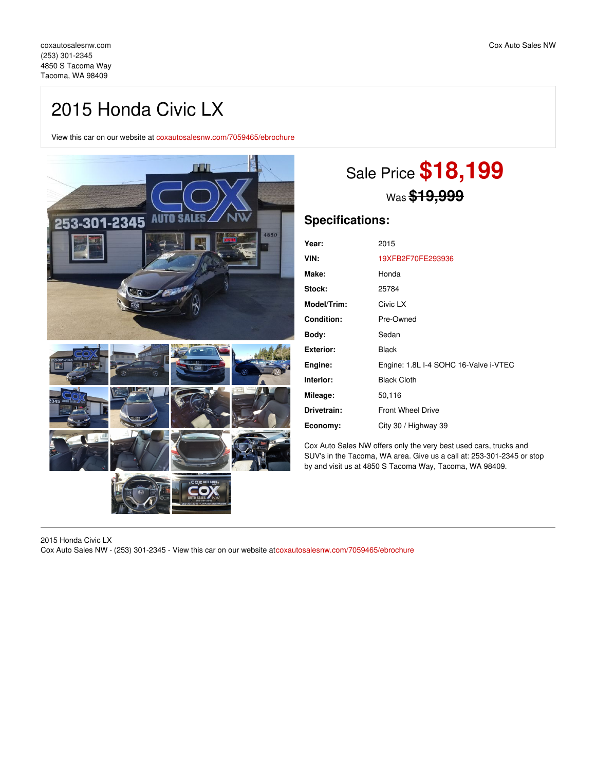coxautosalesnw.com
(253) 301-2345
4850 S Tacoma Way
Tacoma, WA 98409

Cox Auto Sales NW

# 2015 Honda Civic LX

View this car on our website at coxautosalesnw.com/7059465/ebrochure

## Sale Price **$18,199**

Was ~~$19,999~~

## Specifications:

| | |
|---|---|
| **Year:** | 2015 |
| **VIN:** | 19XFB2F70FE293936 |
| **Make:** | Honda |
| **Stock:** | 25784 |
| **Model/Trim:** | Civic LX |
| **Condition:** | Pre-Owned |
| **Body:** | Sedan |
| **Exterior:** | Black |
| **Engine:** | Engine: 1.8L I-4 SOHC 16-Valve i-VTEC |
| **Interior:** | Black Cloth |
| **Mileage:** | 50,116 |
| **Drivetrain:** | Front Wheel Drive |
| **Economy:** | City 30 / Highway 39 |

Cox Auto Sales NW offers only the very best used cars, trucks and SUV's in the Tacoma, WA area. Give us a call at: 253-301-2345 or stop by and visit us at 4850 S Tacoma Way, Tacoma, WA 98409.

2015 Honda Civic LX
Cox Auto Sales NW - (253) 301-2345 - View this car on our website atcoxautosalesnw.com/7059465/ebrochure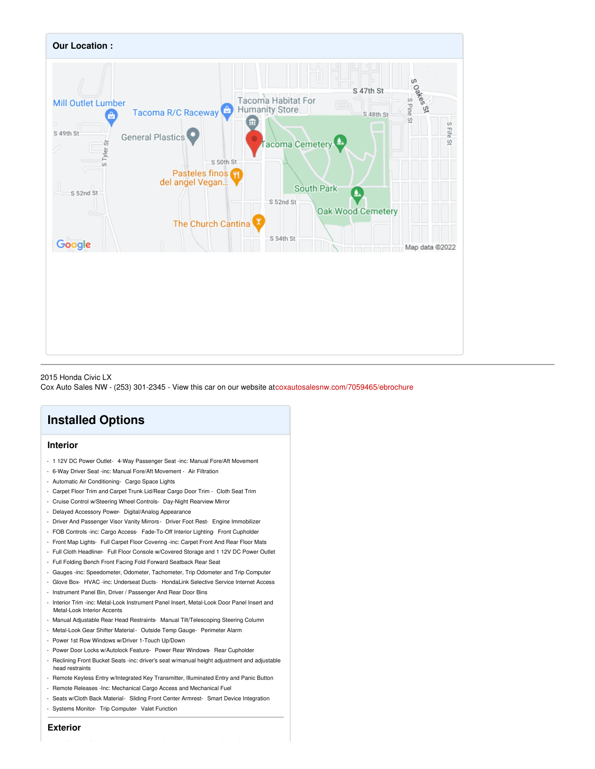## Our Location :

2015 Honda Civic LX
Cox Auto Sales NW - (253) 301-2345 - View this car on our website atcoxautosalesnw.com/7059465/ebrochure

# Installed Options

### Interior

- 1 12V DC Power Outlet- 4-Way Passenger Seat -inc: Manual Fore/Aft Movement
- 6-Way Driver Seat -inc: Manual Fore/Aft Movement - Air Filtration
- Automatic Air Conditioning- Cargo Space Lights
- Carpet Floor Trim and Carpet Trunk Lid/Rear Cargo Door Trim - Cloth Seat Trim
- Cruise Control w/Steering Wheel Controls- Day-Night Rearview Mirror
- Delayed Accessory Power- Digital/Analog Appearance
- Driver And Passenger Visor Vanity Mirrors - Driver Foot Rest- Engine Immobilizer
- FOB Controls -inc: Cargo Access- Fade-To-Off Interior Lighting- Front Cupholder
- Front Map Lights- Full Carpet Floor Covering -inc: Carpet Front And Rear Floor Mats
- Full Cloth Headliner- Full Floor Console w/Covered Storage and 1 12V DC Power Outlet
- Full Folding Bench Front Facing Fold Forward Seatback Rear Seat
- Gauges -inc: Speedometer, Odometer, Tachometer, Trip Odometer and Trip Computer
- Glove Box- HVAC -inc: Underseat Ducts- HondaLink Selective Service Internet Access
- Instrument Panel Bin, Driver / Passenger And Rear Door Bins
- Interior Trim -inc: Metal-Look Instrument Panel Insert, Metal-Look Door Panel Insert and Metal-Look Interior Accents
- Manual Adjustable Rear Head Restraints- Manual Tilt/Telescoping Steering Column
- Metal-Look Gear Shifter Material - Outside Temp Gauge- Perimeter Alarm
- Power 1st Row Windows w/Driver 1-Touch Up/Down
- Power Door Locks w/Autolock Feature- Power Rear Windows- Rear Cupholder
- Reclining Front Bucket Seats -inc: driver's seat w/manual height adjustment and adjustable head restraints
- Remote Keyless Entry w/Integrated Key Transmitter, Illuminated Entry and Panic Button
- Remote Releases -Inc: Mechanical Cargo Access and Mechanical Fuel
- Seats w/Cloth Back Material- Sliding Front Center Armrest- Smart Device Integration
- Systems Monitor- Trip Computer- Valet Function

### Exterior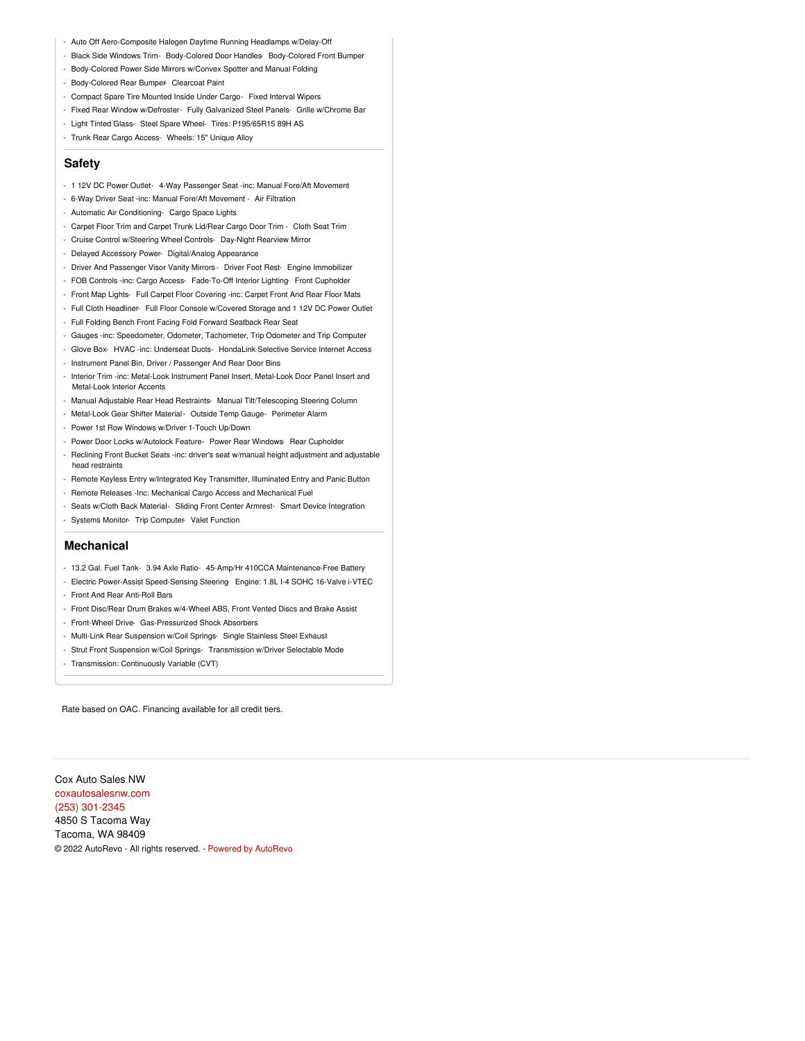- Auto Off Aero-Composite Halogen Daytime Running Headlamps w/Delay-Off
- Black Side Windows Trim- Body-Colored Door Handles- Body-Colored Front Bumper
- Body-Colored Power Side Mirrors w/Convex Spotter and Manual Folding
- Body-Colored Rear Bumper- Clearcoat Paint
- Compact Spare Tire Mounted Inside Under Cargo- Fixed Interval Wipers
- Fixed Rear Window w/Defroster- Fully Galvanized Steel Panels- Grille w/Chrome Bar
- Light Tinted Glass- Steel Spare Wheel- Tires: P195/65R15 89H AS
- Trunk Rear Cargo Access- Wheels: 15" Unique Alloy

## Safety

- 1 12V DC Power Outlet- 4-Way Passenger Seat -inc: Manual Fore/Aft Movement
- 6-Way Driver Seat -inc: Manual Fore/Aft Movement - Air Filtration
- Automatic Air Conditioning- Cargo Space Lights
- Carpet Floor Trim and Carpet Trunk Lid/Rear Cargo Door Trim - Cloth Seat Trim
- Cruise Control w/Steering Wheel Controls- Day-Night Rearview Mirror
- Delayed Accessory Power- Digital/Analog Appearance
- Driver And Passenger Visor Vanity Mirrors - Driver Foot Rest- Engine Immobilizer
- FOB Controls -inc: Cargo Access- Fade-To-Off Interior Lighting- Front Cupholder
- Front Map Lights- Full Carpet Floor Covering -inc: Carpet Front And Rear Floor Mats
- Full Cloth Headliner- Full Floor Console w/Covered Storage and 1 12V DC Power Outlet
- Full Folding Bench Front Facing Fold Forward Seatback Rear Seat
- Gauges -inc: Speedometer, Odometer, Tachometer, Trip Odometer and Trip Computer
- Glove Box- HVAC -inc: Underseat Ducts- HondaLink Selective Service Internet Access
- Instrument Panel Bin, Driver / Passenger And Rear Door Bins
- Interior Trim -inc: Metal-Look Instrument Panel Insert, Metal-Look Door Panel Insert and Metal-Look Interior Accents
- Manual Adjustable Rear Head Restraints- Manual Tilt/Telescoping Steering Column
- Metal-Look Gear Shifter Material - Outside Temp Gauge- Perimeter Alarm
- Power 1st Row Windows w/Driver 1-Touch Up/Down
- Power Door Locks w/Autolock Feature- Power Rear Windows- Rear Cupholder
- Reclining Front Bucket Seats -inc: driver's seat w/manual height adjustment and adjustable head restraints
- Remote Keyless Entry w/Integrated Key Transmitter, Illuminated Entry and Panic Button
- Remote Releases -Inc: Mechanical Cargo Access and Mechanical Fuel
- Seats w/Cloth Back Material- Sliding Front Center Armrest- Smart Device Integration
- Systems Monitor- Trip Computer- Valet Function

## Mechanical

- 13.2 Gal. Fuel Tank- 3.94 Axle Ratio- 45-Amp/Hr 410CCA Maintenance-Free Battery
- Electric Power-Assist Speed-Sensing Steering- Engine: 1.8L I-4 SOHC 16-Valve i-VTEC
- Front And Rear Anti-Roll Bars
- Front Disc/Rear Drum Brakes w/4-Wheel ABS, Front Vented Discs and Brake Assist
- Front-Wheel Drive- Gas-Pressurized Shock Absorbers
- Multi-Link Rear Suspension w/Coil Springs- Single Stainless Steel Exhaust
- Strut Front Suspension w/Coil Springs- Transmission w/Driver Selectable Mode
- Transmission: Continuously Variable (CVT)

Rate based on OAC. Financing available for all credit tiers.

Cox Auto Sales NW
coxautosalesnw.com
(253) 301-2345
4850 S Tacoma Way
Tacoma, WA 98409
© 2022 AutoRevo - All rights reserved. - Powered by AutoRevo